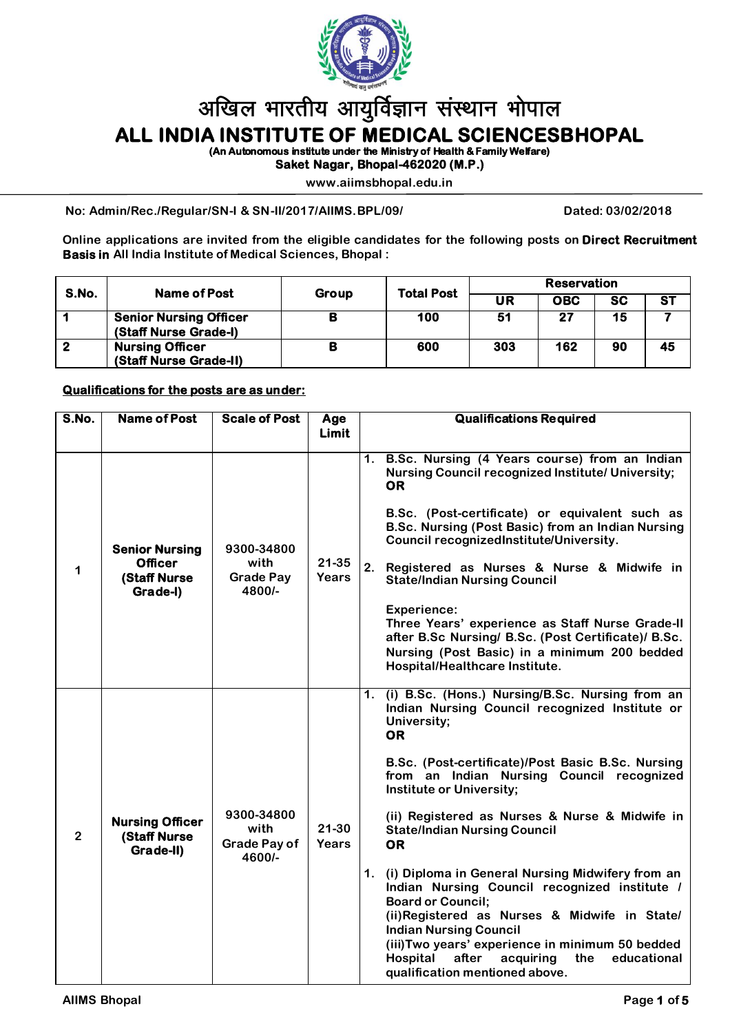# अखिल भारतीय आयुर्विज्ञान संस्थान भोपाल

# ALL INDIA INSTITUTE OF MEDICAL SCIENCESBHOPAL

**(An Autonomous institute under the Ministry of Health & Family Welfare)**

**Saket Nagar, Bhopal-462020 (M.P.)**

www.aiimsbhopal.edu.in

**No: Admin/Rec./Regular/SN-I & SN-II/2017/AIIMS.BPL/09/** **Dated: 03/02/2018**

Online applications are invited from the eligible candidates for the following posts on **Direct Recruitment Basis in** All India Institute of Medical Sciences, Bhopal :

| S.No. | Name of Post | Group | Total Post | Reservation | | | |
|---|---|---|---|---|---|---|---|
| | | | | UR | OBC | SC | ST |
| 1 | Senior Nursing Officer (Staff Nurse Grade-I) | B | 100 | 51 | 27 | 15 | 7 |
| 2 | Nursing Officer (Staff Nurse Grade-II) | B | 600 | 303 | 162 | 90 | 45 |

**Qualifications for the posts are as under:**

| S.No. | Name of Post | Scale of Post | Age Limit | Qualifications Required |
|---|---|---|---|---|
| 1 | **Senior Nursing Officer (Staff Nurse Grade-I)** | 9300-34800 with Grade Pay 4800/- | 21-35 Years | 1. B.Sc. Nursing (4 Years course) from an Indian Nursing Council recognized Institute/ University; **OR** B.Sc. (Post-certificate) or equivalent such as B.Sc. Nursing (Post Basic) from an Indian Nursing Council recognizedInstitute/University. 2. Registered as Nurses & Nurse & Midwife in State/Indian Nursing Council. Experience: Three Years' experience as Staff Nurse Grade-II after B.Sc Nursing/ B.Sc. (Post Certificate)/ B.Sc. Nursing (Post Basic) in a minimum 200 bedded Hospital/Healthcare Institute. |
| 2 | **Nursing Officer (Staff Nurse Grade-II)** | 9300-34800 with Grade Pay of 4600/- | 21-30 Years | 1. (i) B.Sc. (Hons.) Nursing/B.Sc. Nursing from an Indian Nursing Council recognized Institute or University; **OR** B.Sc. (Post-certificate)/Post Basic B.Sc. Nursing from an Indian Nursing Council recognized Institute or University; (ii) Registered as Nurses & Nurse & Midwife in State/Indian Nursing Council **OR** 1. (i) Diploma in General Nursing Midwifery from an Indian Nursing Council recognized institute / Board or Council; (ii)Registered as Nurses & Midwife in State/ Indian Nursing Council (iii)Two years' experience in minimum 50 bedded Hospital after acquiring the educational qualification mentioned above. |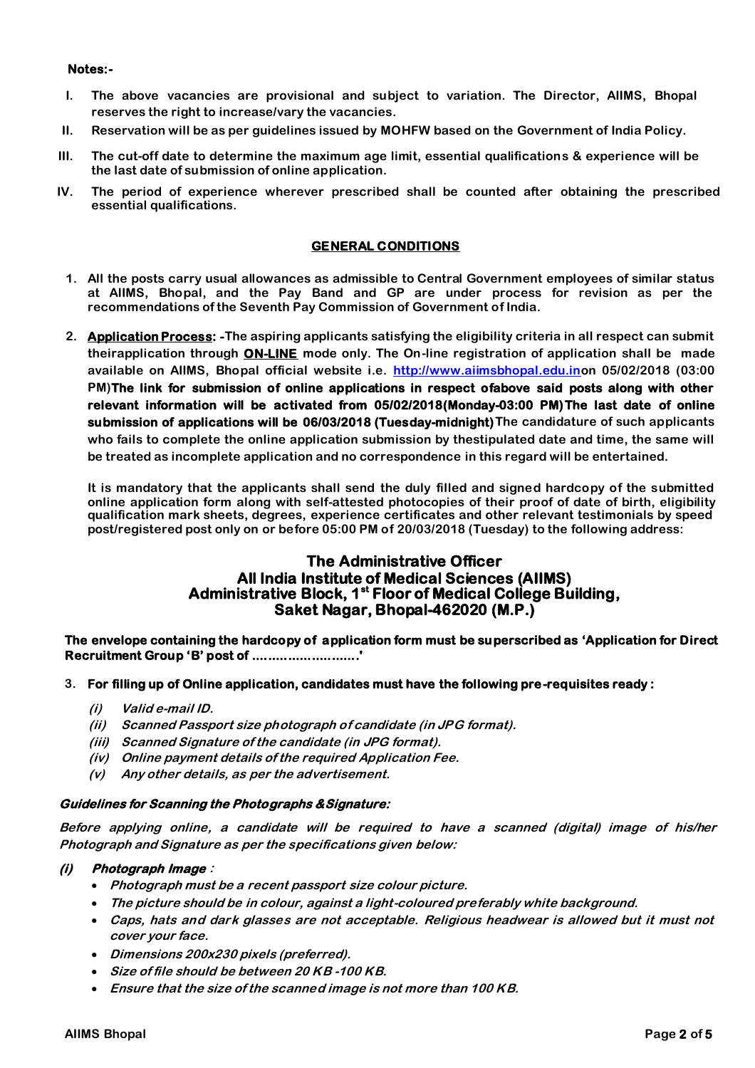**Notes:-**

- I. **The above vacancies are provisional and subject to variation. The Director, AIIMS, Bhopal reserves the right to increase/vary the vacancies.**
- II. **Reservation will be as per guidelines issued by MOHFW based on the Government of India Policy.**
- III. **The cut-off date to determine the maximum age limit, essential qualifications & experience will be the last date of submission of online application.**
- IV. **The period of experience wherever prescribed shall be counted after obtaining the prescribed essential qualifications.**

## GENERAL CONDITIONS

1. **All the posts carry usual allowances as admissible to Central Government employees of similar status at AIIMS, Bhopal, and the Pay Band and GP are under process for revision as per the recommendations of the Seventh Pay Commission of Government of India.**

2. **Application Process: -The aspiring applicants satisfying the eligibility criteria in all respect can submit theirapplication through ON-LINE mode only. The On-line registration of application shall be made available on AIIMS, Bhopal official website i.e. http://www.aiimsbhopal.edu.inon 05/02/2018 (03:00 PM)The link for submission of online applications in respect ofabove said posts along with other relevant information will be activated from 05/02/2018(Monday-03:00 PM)The last date of online submission of applications will be 06/03/2018 (Tuesday-midnight)The candidature of such applicants who fails to complete the online application submission by thestipulated date and time, the same will be treated as incomplete application and no correspondence in this regard will be entertained.**

   **It is mandatory that the applicants shall send the duly filled and signed hardcopy of the submitted online application form along with self-attested photocopies of their proof of date of birth, eligibility qualification mark sheets, degrees, experience certificates and other relevant testimonials by speed post/registered post only on or before 05:00 PM of 20/03/2018 (Tuesday) to the following address:**

   **The Administrative Officer**
   **All India Institute of Medical Sciences (AIIMS)**
   **Administrative Block, 1st Floor of Medical College Building,**
   **Saket Nagar, Bhopal-462020 (M.P.)**

   **The envelope containing the hardcopy of application form must be superscribed as 'Application for Direct Recruitment Group 'B' post of ……………………..'**

3. **For filling up of Online application, candidates must have the following pre-requisites ready :**
   - ***(i) Valid e-mail ID.***
   - ***(ii) Scanned Passport size photograph of candidate (in JPG format).***
   - ***(iii) Scanned Signature of the candidate (in JPG format).***
   - ***(iv) Online payment details of the required Application Fee.***
   - ***(v) Any other details, as per the advertisement.***

***Guidelines for Scanning the Photographs & Signature:***

***Before applying online, a candidate will be required to have a scanned (digital) image of his/her Photograph and Signature as per the specifications given below:***

***(i) Photograph Image :***

- ***Photograph must be a recent passport size colour picture.***
- ***The picture should be in colour, against a light-coloured preferably white background.***
- ***Caps, hats and dark glasses are not acceptable. Religious headwear is allowed but it must not cover your face.***
- ***Dimensions 200x230 pixels (preferred).***
- ***Size of file should be between 20 KB -100 KB.***
- ***Ensure that the size of the scanned image is not more than 100 KB.***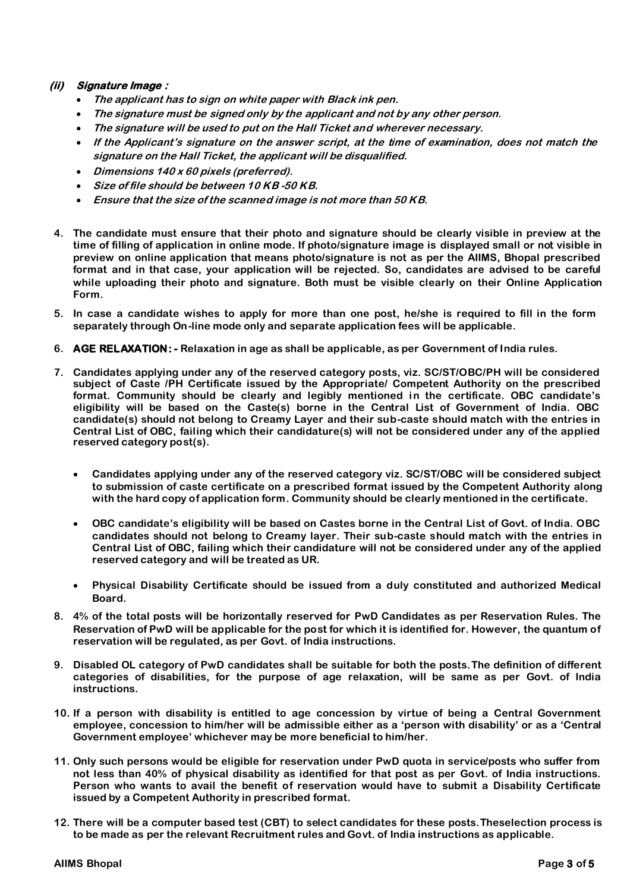***(ii) Signature Image :***

- *The applicant has to sign on white paper with Black ink pen.*
- *The signature must be signed only by the applicant and not by any other person.*
- *The signature will be used to put on the Hall Ticket and wherever necessary.*
- *If the Applicant's signature on the answer script, at the time of examination, does not match the signature on the Hall Ticket, the applicant will be disqualified.*
- *Dimensions 140 x 60 pixels (preferred).*
- *Size of file should be between 10 KB -50 KB.*
- *Ensure that the size of the scanned image is not more than 50 KB.*

4. **The candidate must ensure that their photo and signature should be clearly visible in preview at the time of filling of application in online mode. If photo/signature image is displayed small or not visible in preview on online application that means photo/signature is not as per the AIIMS, Bhopal prescribed format and in that case, your application will be rejected. So, candidates are advised to be careful while uploading their photo and signature. Both must be visible clearly on their Online Application Form.**

5. **In case a candidate wishes to apply for more than one post, he/she is required to fill in the form separately through On-line mode only and separate application fees will be applicable.**

6. **AGE RELAXATION: - Relaxation in age as shall be applicable, as per Government of India rules.**

7. **Candidates applying under any of the reserved category posts, viz. SC/ST/OBC/PH will be considered subject of Caste /PH Certificate issued by the Appropriate/ Competent Authority on the prescribed format. Community should be clearly and legibly mentioned in the certificate. OBC candidate's eligibility will be based on the Caste(s) borne in the Central List of Government of India. OBC candidate(s) should not belong to Creamy Layer and their sub-caste should match with the entries in Central List of OBC, failing which their candidature(s) will not be considered under any of the applied reserved category post(s).**

    - **Candidates applying under any of the reserved category viz. SC/ST/OBC will be considered subject to submission of caste certificate on a prescribed format issued by the Competent Authority along with the hard copy of application form. Community should be clearly mentioned in the certificate.**

    - **OBC candidate's eligibility will be based on Castes borne in the Central List of Govt. of India. OBC candidates should not belong to Creamy layer. Their sub-caste should match with the entries in Central List of OBC, failing which their candidature will not be considered under any of the applied reserved category and will be treated as UR.**

    - **Physical Disability Certificate should be issued from a duly constituted and authorized Medical Board.**

8. **4% of the total posts will be horizontally reserved for PwD Candidates as per Reservation Rules. The Reservation of PwD will be applicable for the post for which it is identified for. However, the quantum of reservation will be regulated, as per Govt. of India instructions.**

9. **Disabled OL category of PwD candidates shall be suitable for both the posts. The definition of different categories of disabilities, for the purpose of age relaxation, will be same as per Govt. of India instructions.**

10. **If a person with disability is entitled to age concession by virtue of being a Central Government employee, concession to him/her will be admissible either as a 'person with disability' or as a 'Central Government employee' whichever may be more beneficial to him/her.**

11. **Only such persons would be eligible for reservation under PwD quota in service/posts who suffer from not less than 40% of physical disability as identified for that post as per Govt. of India instructions. Person who wants to avail the benefit of reservation would have to submit a Disability Certificate issued by a Competent Authority in prescribed format.**

12. **There will be a computer based test (CBT) to select candidates for these posts. Theselection process is to be made as per the relevant Recruitment rules and Govt. of India instructions as applicable.**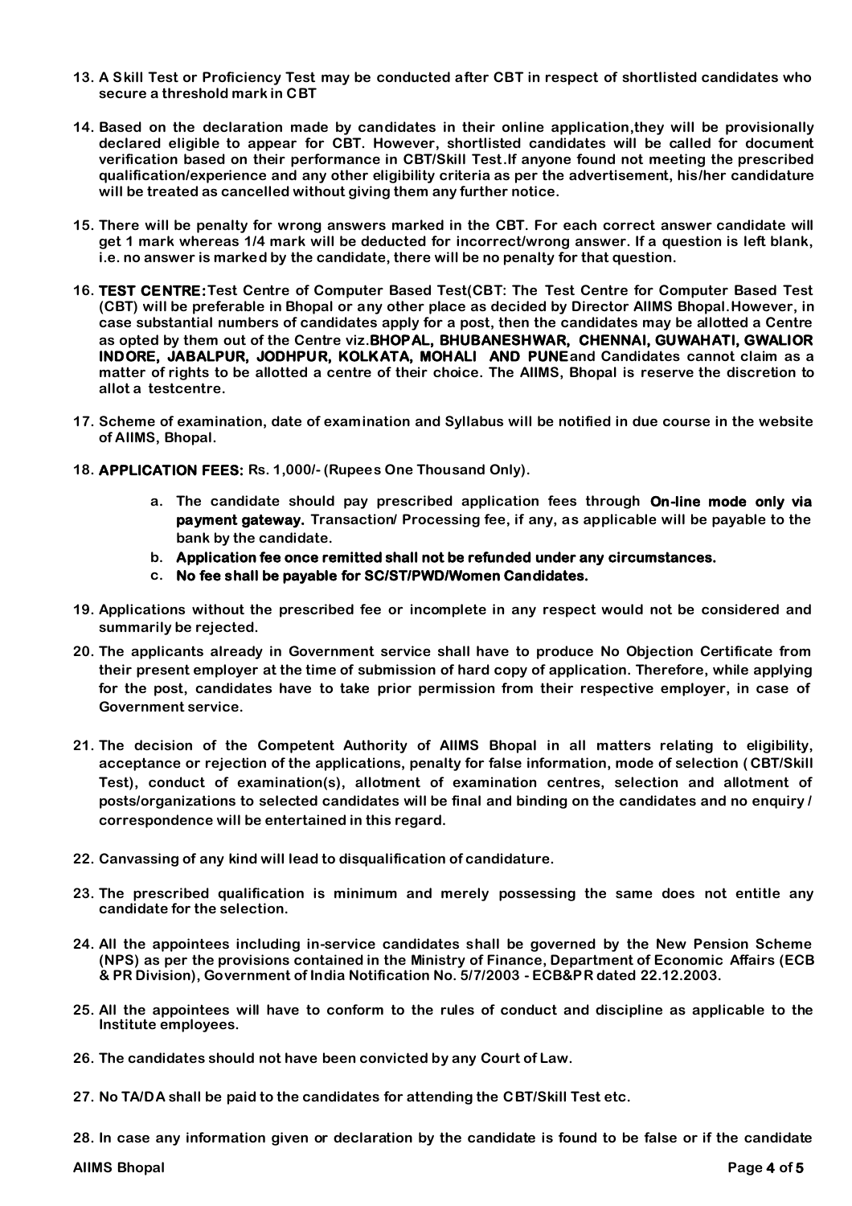13. A Skill Test or Proficiency Test may be conducted after CBT in respect of shortlisted candidates who secure a threshold mark in CBT

14. Based on the declaration made by candidates in their online application,they will be provisionally declared eligible to appear for CBT. However, shortlisted candidates will be called for document verification based on their performance in CBT/Skill Test.If anyone found not meeting the prescribed qualification/experience and any other eligibility criteria as per the advertisement, his/her candidature will be treated as cancelled without giving them any further notice.

15. There will be penalty for wrong answers marked in the CBT. For each correct answer candidate will get 1 mark whereas 1/4 mark will be deducted for incorrect/wrong answer. If a question is left blank, i.e. no answer is marked by the candidate, there will be no penalty for that question.

16. **TEST CENTRE:**Test Centre of Computer Based Test(CBT: The Test Centre for Computer Based Test (CBT) will be preferable in Bhopal or any other place as decided by Director AIIMS Bhopal.However, in case substantial numbers of candidates apply for a post, then the candidates may be allotted a Centre as opted by them out of the Centre viz.**BHOPAL, BHUBANESHWAR, CHENNAI, GUWAHATI, GWALIOR INDORE, JABALPUR, JODHPUR, KOLKATA, MOHALI AND PUNE**and Candidates cannot claim as a matter of rights to be allotted a centre of their choice. The AIIMS, Bhopal is reserve the discretion to allot a testcentre.

17. Scheme of examination, date of examination and Syllabus will be notified in due course in the website of AIIMS, Bhopal.

18. **APPLICATION FEES:** Rs. 1,000/- (Rupees One Thousand Only).

    a. The candidate should pay prescribed application fees through **On-line mode only via payment gateway.** Transaction/ Processing fee, if any, as applicable will be payable to the bank by the candidate.
    b. **Application fee once remitted shall not be refunded under any circumstances.**
    c. **No fee shall be payable for SC/ST/PWD/Women Candidates.**

19. Applications without the prescribed fee or incomplete in any respect would not be considered and summarily be rejected.

20. The applicants already in Government service shall have to produce No Objection Certificate from their present employer at the time of submission of hard copy of application. Therefore, while applying for the post, candidates have to take prior permission from their respective employer, in case of Government service.

21. The decision of the Competent Authority of AIIMS Bhopal in all matters relating to eligibility, acceptance or rejection of the applications, penalty for false information, mode of selection ( CBT/Skill Test), conduct of examination(s), allotment of examination centres, selection and allotment of posts/organizations to selected candidates will be final and binding on the candidates and no enquiry / correspondence will be entertained in this regard.

22. Canvassing of any kind will lead to disqualification of candidature.

23. The prescribed qualification is minimum and merely possessing the same does not entitle any candidate for the selection.

24. All the appointees including in-service candidates shall be governed by the New Pension Scheme (NPS) as per the provisions contained in the Ministry of Finance, Department of Economic Affairs (ECB & PR Division), Government of India Notification No. 5/7/2003 - ECB&PR dated 22.12.2003.

25. All the appointees will have to conform to the rules of conduct and discipline as applicable to the Institute employees.

26. The candidates should not have been convicted by any Court of Law.

27. No TA/DA shall be paid to the candidates for attending the CBT/Skill Test etc.

28. In case any information given or declaration by the candidate is found to be false or if the candidate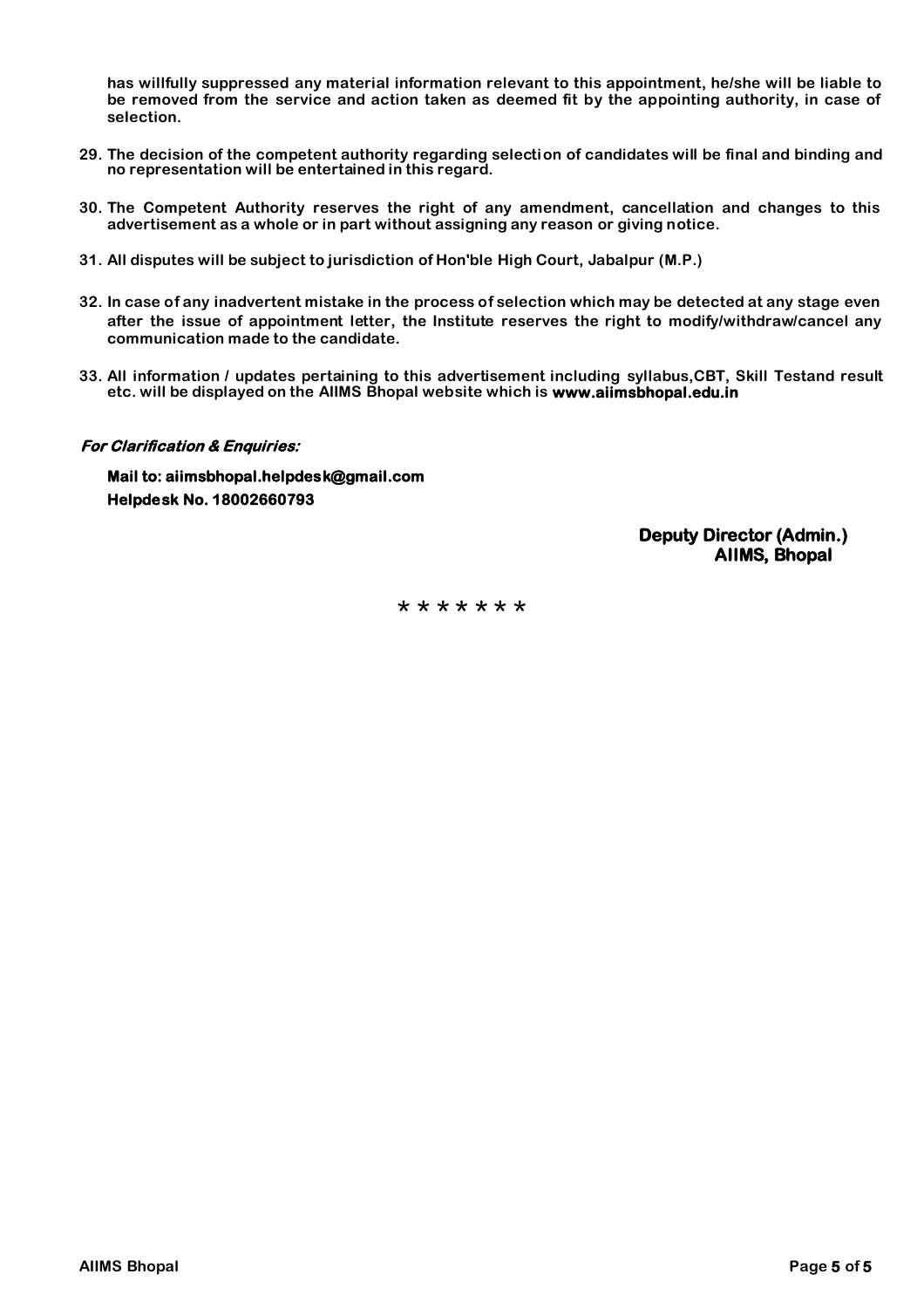**has willfully suppressed any material information relevant to this appointment, he/she will be liable to be removed from the service and action taken as deemed fit by the appointing authority, in case of selection.**

29. **The decision of the competent authority regarding selection of candidates will be final and binding and no representation will be entertained in this regard.**

30. **The Competent Authority reserves the right of any amendment, cancellation and changes to this advertisement as a whole or in part without assigning any reason or giving notice.**

31. **All disputes will be subject to jurisdiction of Hon'ble High Court, Jabalpur (M.P.)**

32. **In case of any inadvertent mistake in the process of selection which may be detected at any stage even after the issue of appointment letter, the Institute reserves the right to modify/withdraw/cancel any communication made to the candidate.**

33. **All information / updates pertaining to this advertisement including syllabus,CBT, Skill Testand result etc. will be displayed on the AIIMS Bhopal website which is www.aiimsbhopal.edu.in**

***For Clarification & Enquiries:***

**Mail to: aiimsbhopal.helpdesk@gmail.com**

**Helpdesk No. 18002660793**

**Deputy Director (Admin.)**
**AIIMS, Bhopal**

\* \* \* \* \* \* \*